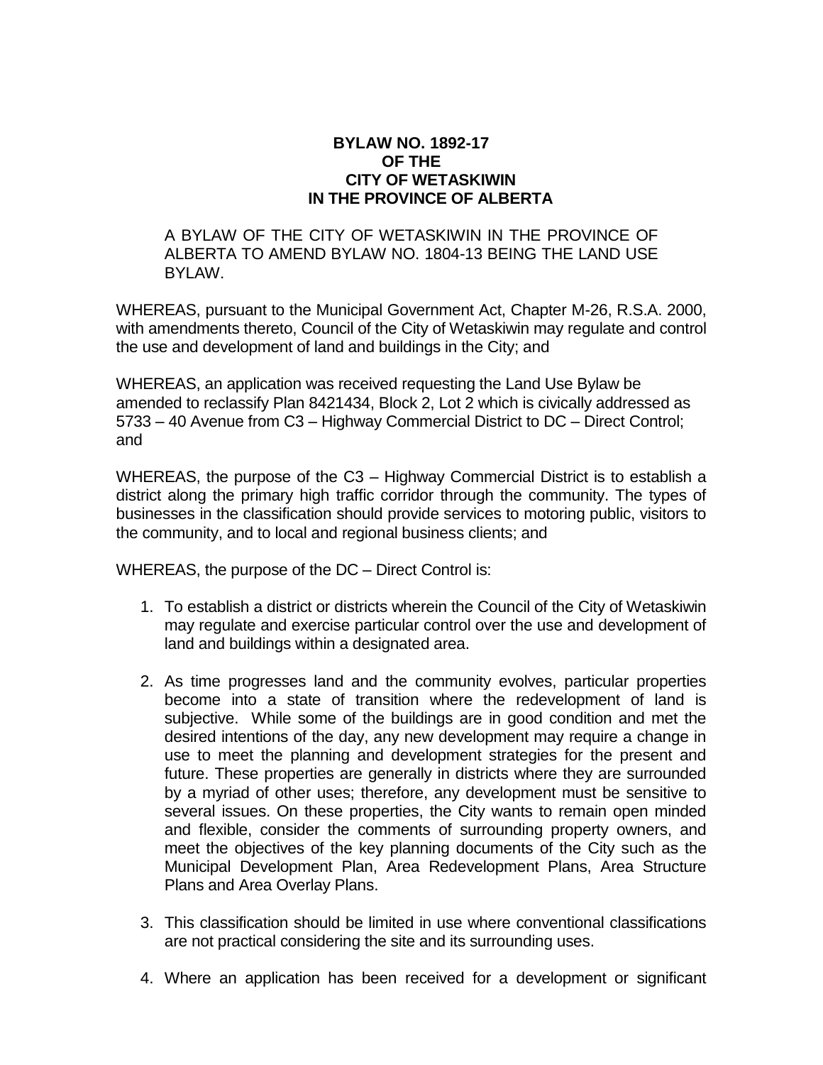# BYLAW NO. 1892-17
# OF THE
# CITY OF WETASKIWIN
# IN THE PROVINCE OF ALBERTA

A BYLAW OF THE CITY OF WETASKIWIN IN THE PROVINCE OF ALBERTA TO AMEND BYLAW NO. 1804-13 BEING THE LAND USE BYLAW.

WHEREAS, pursuant to the Municipal Government Act, Chapter M-26, R.S.A. 2000, with amendments thereto, Council of the City of Wetaskiwin may regulate and control the use and development of land and buildings in the City; and

WHEREAS, an application was received requesting the Land Use Bylaw be amended to reclassify Plan 8421434, Block 2, Lot 2 which is civically addressed as 5733 – 40 Avenue from C3 – Highway Commercial District to DC – Direct Control; and

WHEREAS, the purpose of the C3 – Highway Commercial District is to establish a district along the primary high traffic corridor through the community. The types of businesses in the classification should provide services to motoring public, visitors to the community, and to local and regional business clients; and

WHEREAS, the purpose of the DC – Direct Control is:

1. To establish a district or districts wherein the Council of the City of Wetaskiwin may regulate and exercise particular control over the use and development of land and buildings within a designated area.

2. As time progresses land and the community evolves, particular properties become into a state of transition where the redevelopment of land is subjective. While some of the buildings are in good condition and met the desired intentions of the day, any new development may require a change in use to meet the planning and development strategies for the present and future. These properties are generally in districts where they are surrounded by a myriad of other uses; therefore, any development must be sensitive to several issues. On these properties, the City wants to remain open minded and flexible, consider the comments of surrounding property owners, and meet the objectives of the key planning documents of the City such as the Municipal Development Plan, Area Redevelopment Plans, Area Structure Plans and Area Overlay Plans.

3. This classification should be limited in use where conventional classifications are not practical considering the site and its surrounding uses.

4. Where an application has been received for a development or significant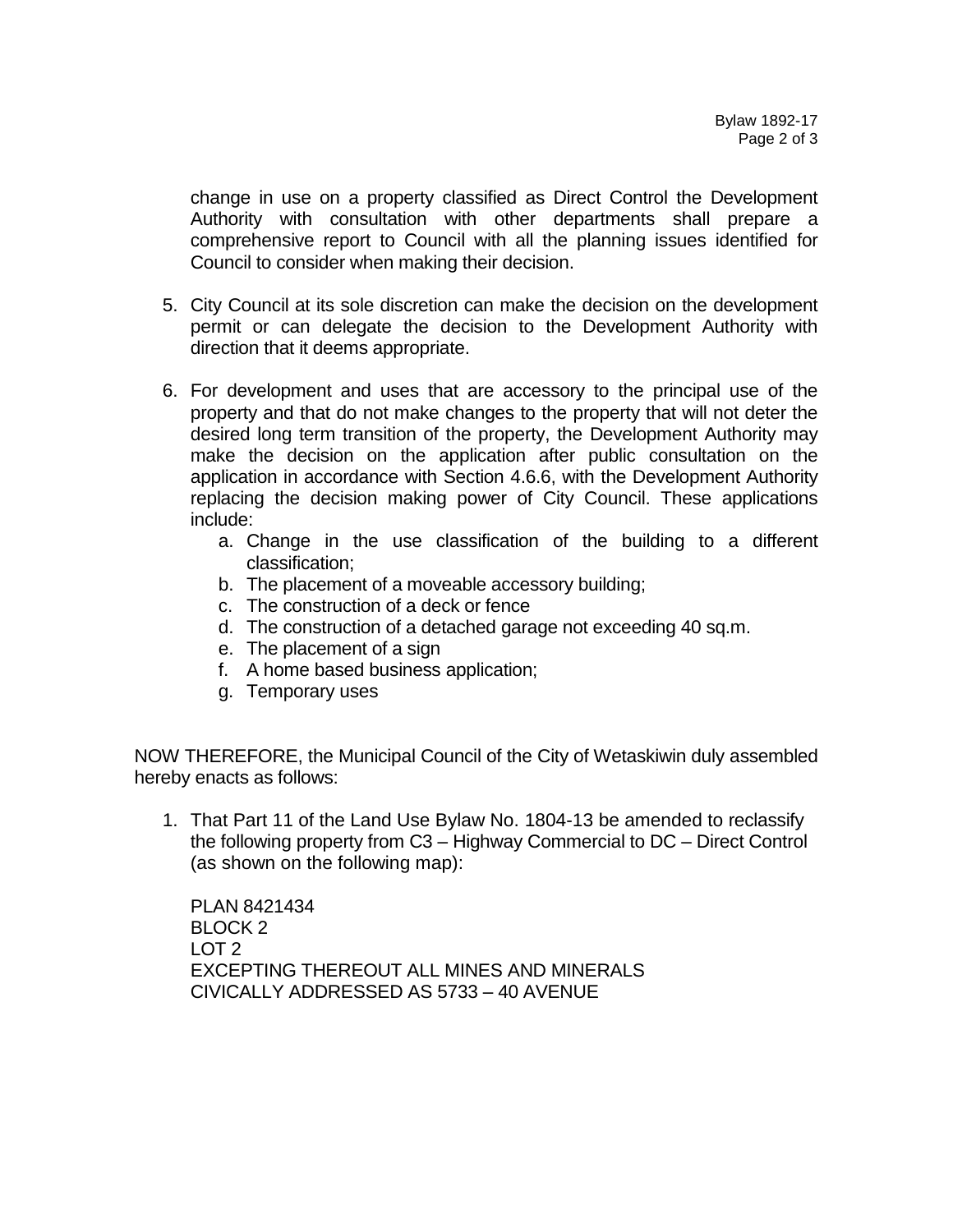change in use on a property classified as Direct Control the Development Authority with consultation with other departments shall prepare a comprehensive report to Council with all the planning issues identified for Council to consider when making their decision.

5. City Council at its sole discretion can make the decision on the development permit or can delegate the decision to the Development Authority with direction that it deems appropriate.

6. For development and uses that are accessory to the principal use of the property and that do not make changes to the property that will not deter the desired long term transition of the property, the Development Authority may make the decision on the application after public consultation on the application in accordance with Section 4.6.6, with the Development Authority replacing the decision making power of City Council. These applications include:
   a. Change in the use classification of the building to a different classification;
   b. The placement of a moveable accessory building;
   c. The construction of a deck or fence
   d. The construction of a detached garage not exceeding 40 sq.m.
   e. The placement of a sign
   f. A home based business application;
   g. Temporary uses

NOW THEREFORE, the Municipal Council of the City of Wetaskiwin duly assembled hereby enacts as follows:

1. That Part 11 of the Land Use Bylaw No. 1804-13 be amended to reclassify the following property from C3 – Highway Commercial to DC – Direct Control (as shown on the following map):

   PLAN 8421434
   BLOCK 2
   LOT 2
   EXCEPTING THEREOUT ALL MINES AND MINERALS
   CIVICALLY ADDRESSED AS 5733 – 40 AVENUE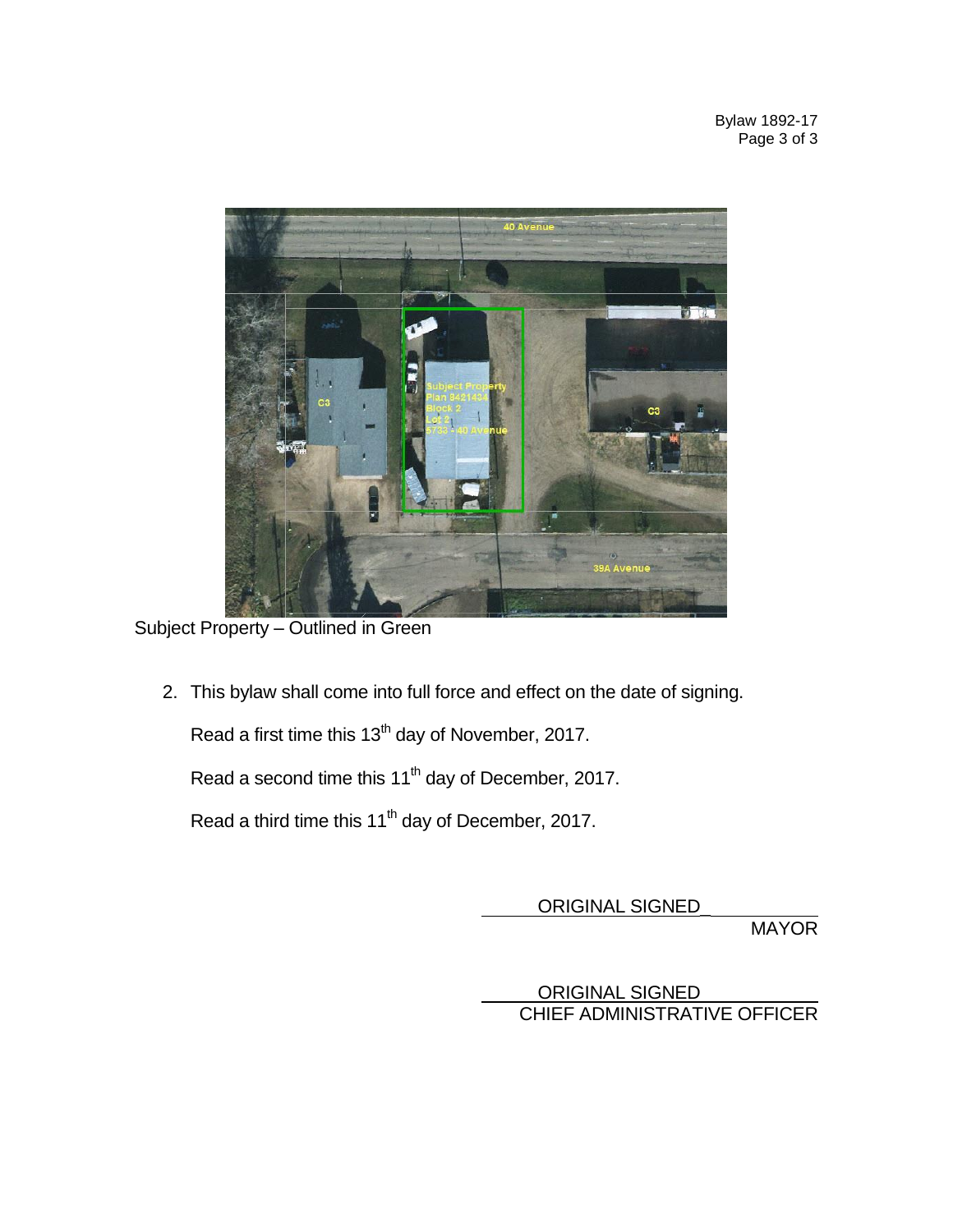Subject Property – Outlined in Green

2. This bylaw shall come into full force and effect on the date of signing.

Read a first time this 13th day of November, 2017.

Read a second time this 11th day of December, 2017.

Read a third time this 11th day of December, 2017.

ORIGINAL SIGNED

MAYOR

ORIGINAL SIGNED

CHIEF ADMINISTRATIVE OFFICER